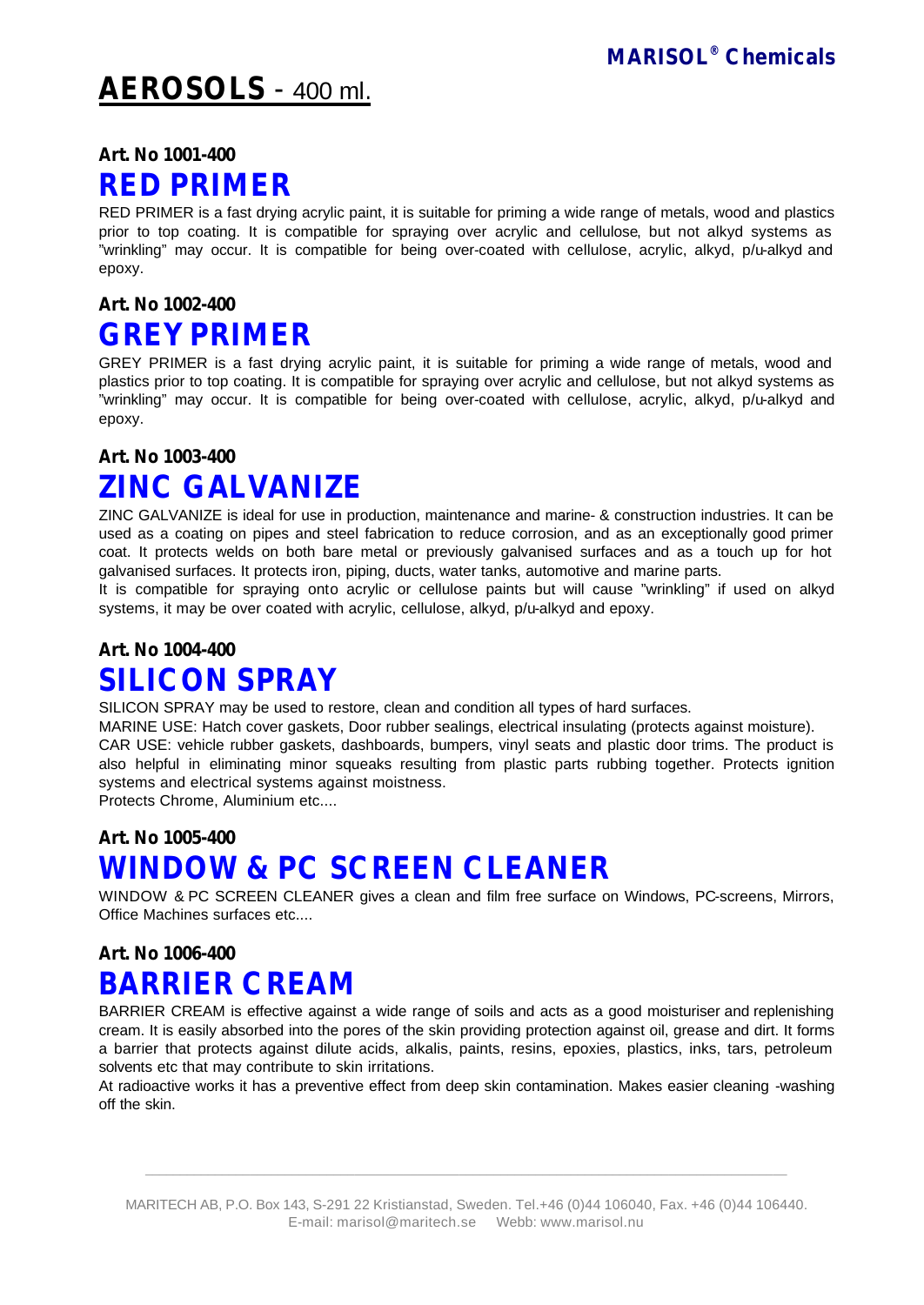MARISOL® Chemicals

# AEROSOLS - 400 ml.

**Art. No 1001-400**

## RED PRIMER

RED PRIMER is a fast drying acrylic paint, it is suitable for priming a wide range of metals, wood and plastics prior to top coating. It is compatible for spraying over acrylic and cellulose, but not alkyd systems as "wrinkling" may occur. It is compatible for being over-coated with cellulose, acrylic, alkyd, p/u-alkyd and epoxy.

**Art. No 1002-400**

## GREY PRIMER

GREY PRIMER is a fast drying acrylic paint, it is suitable for priming a wide range of metals, wood and plastics prior to top coating. It is compatible for spraying over acrylic and cellulose, but not alkyd systems as "wrinkling" may occur. It is compatible for being over-coated with cellulose, acrylic, alkyd, p/u-alkyd and epoxy.

**Art. No 1003-400**

## ZINC GALVANIZE

ZINC GALVANIZE is ideal for use in production, maintenance and marine- & construction industries. It can be used as a coating on pipes and steel fabrication to reduce corrosion, and as an exceptionally good primer coat. It protects welds on both bare metal or previously galvanised surfaces and as a touch up for hot galvanised surfaces. It protects iron, piping, ducts, water tanks, automotive and marine parts.
It is compatible for spraying onto acrylic or cellulose paints but will cause "wrinkling" if used on alkyd systems, it may be over coated with acrylic, cellulose, alkyd, p/u-alkyd and epoxy.

**Art. No 1004-400**

## SILICON SPRAY

SILICON SPRAY may be used to restore, clean and condition all types of hard surfaces.
MARINE USE: Hatch cover gaskets, Door rubber sealings, electrical insulating (protects against moisture).
CAR USE: vehicle rubber gaskets, dashboards, bumpers, vinyl seats and plastic door trims. The product is also helpful in eliminating minor squeaks resulting from plastic parts rubbing together. Protects ignition systems and electrical systems against moistness.
Protects Chrome, Aluminium etc....

**Art. No 1005-400**

## WINDOW & PC SCREEN CLEANER

WINDOW & PC SCREEN CLEANER gives a clean and film free surface on Windows, PC-screens, Mirrors, Office Machines surfaces etc....

**Art. No 1006-400**

## BARRIER CREAM

BARRIER CREAM is effective against a wide range of soils and acts as a good moisturiser and replenishing cream. It is easily absorbed into the pores of the skin providing protection against oil, grease and dirt. It forms a barrier that protects against dilute acids, alkalis, paints, resins, epoxies, plastics, inks, tars, petroleum solvents etc that may contribute to skin irritations.
At radioactive works it has a preventive effect from deep skin contamination. Makes easier cleaning -washing off the skin.

MARITECH AB, P.O. Box 143, S-291 22 Kristianstad, Sweden. Tel.+46 (0)44 106040, Fax. +46 (0)44 106440.
E-mail: marisol@maritech.se Webb: www.marisol.nu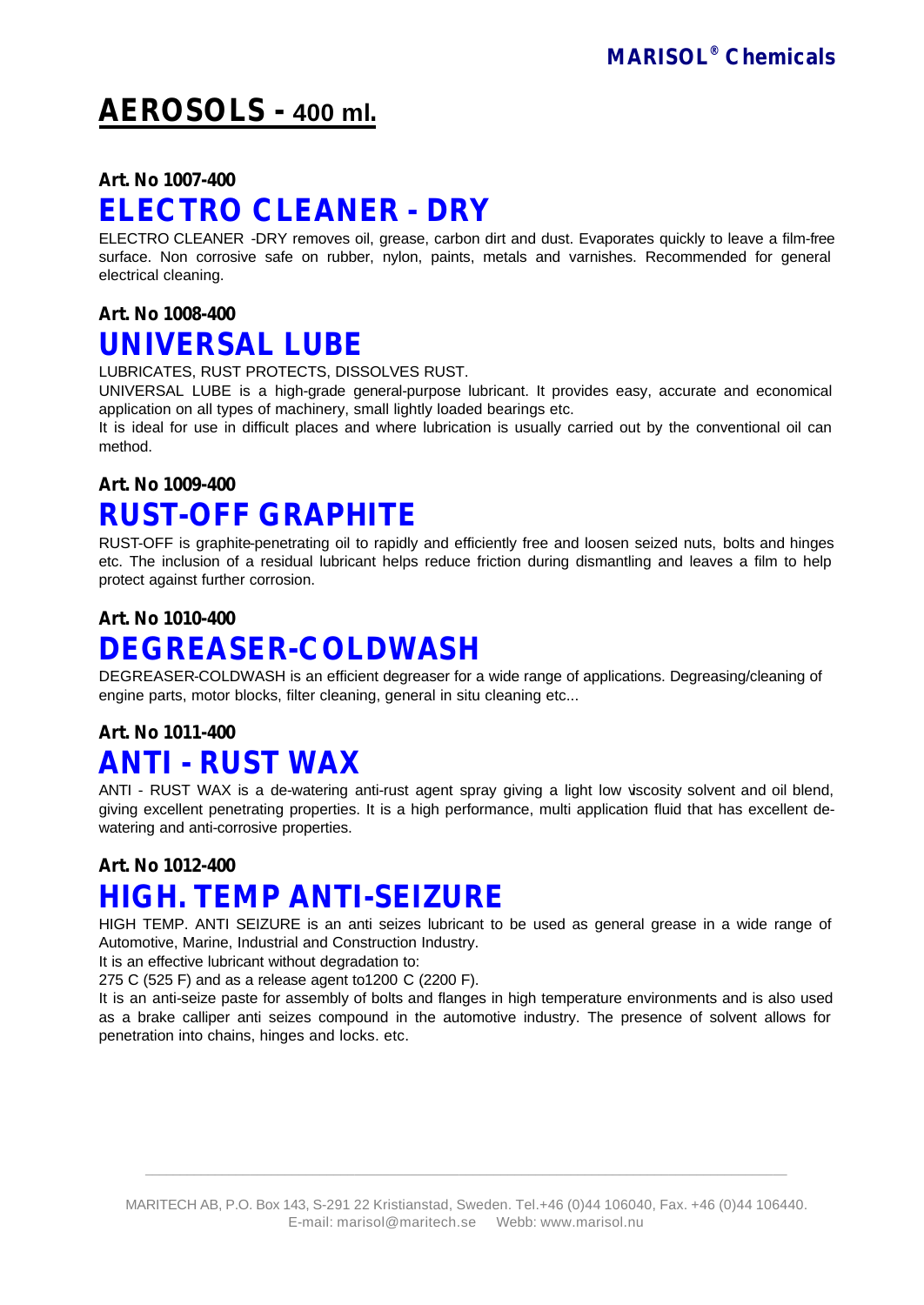# AEROSOLS - 400 ml.

**Art. No 1007-400**

## ELECTRO CLEANER - DRY

ELECTRO CLEANER -DRY removes oil, grease, carbon dirt and dust. Evaporates quickly to leave a film-free surface. Non corrosive safe on rubber, nylon, paints, metals and varnishes. Recommended for general electrical cleaning.

**Art. No 1008-400**

## UNIVERSAL LUBE

LUBRICATES, RUST PROTECTS, DISSOLVES RUST.

UNIVERSAL LUBE is a high-grade general-purpose lubricant. It provides easy, accurate and economical application on all types of machinery, small lightly loaded bearings etc.

It is ideal for use in difficult places and where lubrication is usually carried out by the conventional oil can method.

**Art. No 1009-400**

## RUST-OFF GRAPHITE

RUST-OFF is graphite-penetrating oil to rapidly and efficiently free and loosen seized nuts, bolts and hinges etc. The inclusion of a residual lubricant helps reduce friction during dismantling and leaves a film to help protect against further corrosion.

**Art. No 1010-400**

## DEGREASER-COLDWASH

DEGREASER-COLDWASH is an efficient degreaser for a wide range of applications. Degreasing/cleaning of engine parts, motor blocks, filter cleaning, general in situ cleaning etc...

**Art. No 1011-400**

## ANTI - RUST WAX

ANTI - RUST WAX is a de-watering anti-rust agent spray giving a light low viscosity solvent and oil blend, giving excellent penetrating properties. It is a high performance, multi application fluid that has excellent de-watering and anti-corrosive properties.

**Art. No 1012-400**

## HIGH. TEMP ANTI-SEIZURE

HIGH TEMP. ANTI SEIZURE is an anti seizes lubricant to be used as general grease in a wide range of Automotive, Marine, Industrial and Construction Industry.

It is an effective lubricant without degradation to:

275 C (525 F) and as a release agent to1200 C (2200 F).

It is an anti-seize paste for assembly of bolts and flanges in high temperature environments and is also used as a brake calliper anti seizes compound in the automotive industry. The presence of solvent allows for penetration into chains, hinges and locks. etc.